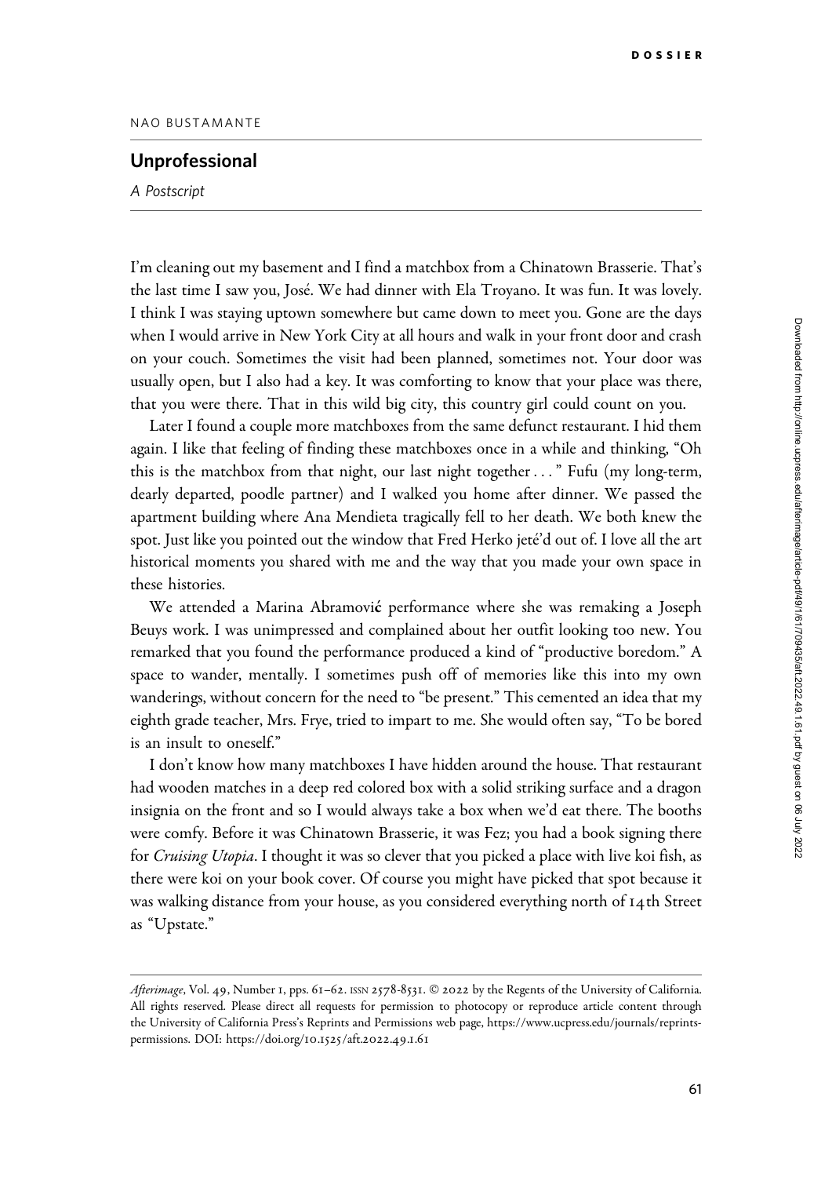DOSSIER

NAO BUSTAMANTE

# Unprofessional

*A Postscript*

I'm cleaning out my basement and I find a matchbox from a Chinatown Brasserie. That's the last time I saw you, José. We had dinner with Ela Troyano. It was fun. It was lovely. I think I was staying uptown somewhere but came down to meet you. Gone are the days when I would arrive in New York City at all hours and walk in your front door and crash on your couch. Sometimes the visit had been planned, sometimes not. Your door was usually open, but I also had a key. It was comforting to know that your place was there, that you were there. That in this wild big city, this country girl could count on you.

Later I found a couple more matchboxes from the same defunct restaurant. I hid them again. I like that feeling of finding these matchboxes once in a while and thinking, "Oh this is the matchbox from that night, our last night together . . . " Fufu (my long-term, dearly departed, poodle partner) and I walked you home after dinner. We passed the apartment building where Ana Mendieta tragically fell to her death. We both knew the spot. Just like you pointed out the window that Fred Herko jeté'd out of. I love all the art historical moments you shared with me and the way that you made your own space in these histories.

We attended a Marina Abramović performance where she was remaking a Joseph Beuys work. I was unimpressed and complained about her outfit looking too new. You remarked that you found the performance produced a kind of "productive boredom." A space to wander, mentally. I sometimes push off of memories like this into my own wanderings, without concern for the need to "be present." This cemented an idea that my eighth grade teacher, Mrs. Frye, tried to impart to me. She would often say, "To be bored is an insult to oneself."

I don't know how many matchboxes I have hidden around the house. That restaurant had wooden matches in a deep red colored box with a solid striking surface and a dragon insignia on the front and so I would always take a box when we'd eat there. The booths were comfy. Before it was Chinatown Brasserie, it was Fez; you had a book signing there for *Cruising Utopia*. I thought it was so clever that you picked a place with live koi fish, as there were koi on your book cover. Of course you might have picked that spot because it was walking distance from your house, as you considered everything north of 14th Street as "Upstate."

---

*Afterimage*, Vol. 49, Number 1, pps. 61–62. ISSN 2578-8531. © 2022 by the Regents of the University of California. All rights reserved. Please direct all requests for permission to photocopy or reproduce article content through the University of California Press's Reprints and Permissions web page, https://www.ucpress.edu/journals/reprints-permissions. DOI: https://doi.org/10.1525/aft.2022.49.1.61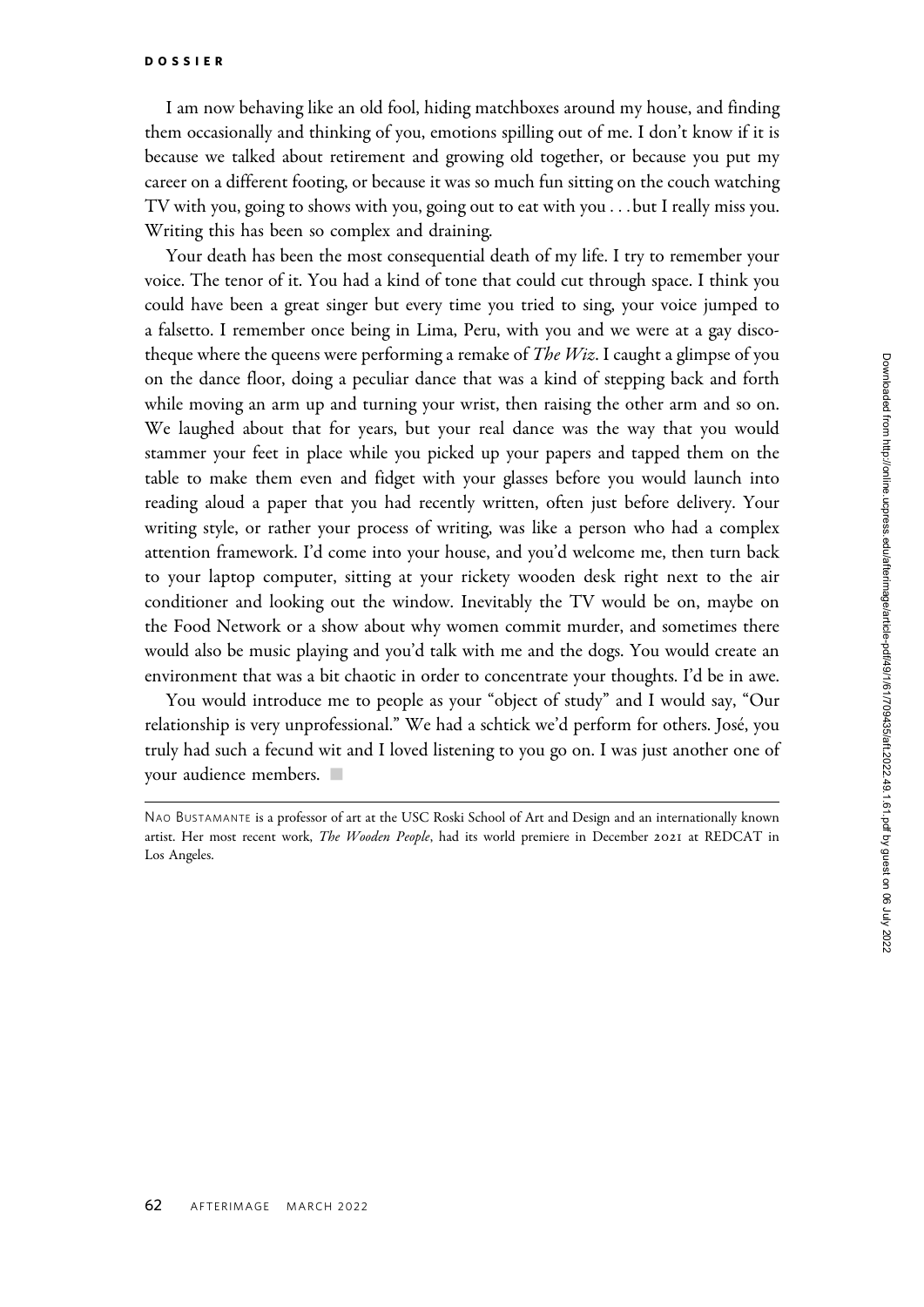I am now behaving like an old fool, hiding matchboxes around my house, and finding them occasionally and thinking of you, emotions spilling out of me. I don't know if it is because we talked about retirement and growing old together, or because you put my career on a different footing, or because it was so much fun sitting on the couch watching TV with you, going to shows with you, going out to eat with you . . . but I really miss you. Writing this has been so complex and draining.

Your death has been the most consequential death of my life. I try to remember your voice. The tenor of it. You had a kind of tone that could cut through space. I think you could have been a great singer but every time you tried to sing, your voice jumped to a falsetto. I remember once being in Lima, Peru, with you and we were at a gay discotheque where the queens were performing a remake of *The Wiz*. I caught a glimpse of you on the dance floor, doing a peculiar dance that was a kind of stepping back and forth while moving an arm up and turning your wrist, then raising the other arm and so on. We laughed about that for years, but your real dance was the way that you would stammer your feet in place while you picked up your papers and tapped them on the table to make them even and fidget with your glasses before you would launch into reading aloud a paper that you had recently written, often just before delivery. Your writing style, or rather your process of writing, was like a person who had a complex attention framework. I'd come into your house, and you'd welcome me, then turn back to your laptop computer, sitting at your rickety wooden desk right next to the air conditioner and looking out the window. Inevitably the TV would be on, maybe on the Food Network or a show about why women commit murder, and sometimes there would also be music playing and you'd talk with me and the dogs. You would create an environment that was a bit chaotic in order to concentrate your thoughts. I'd be in awe.

You would introduce me to people as your "object of study" and I would say, "Our relationship is very unprofessional." We had a schtick we'd perform for others. José, you truly had such a fecund wit and I loved listening to you go on. I was just another one of your audience members. ■

---

NAO BUSTAMANTE is a professor of art at the USC Roski School of Art and Design and an internationally known artist. Her most recent work, *The Wooden People*, had its world premiere in December 2021 at REDCAT in Los Angeles.